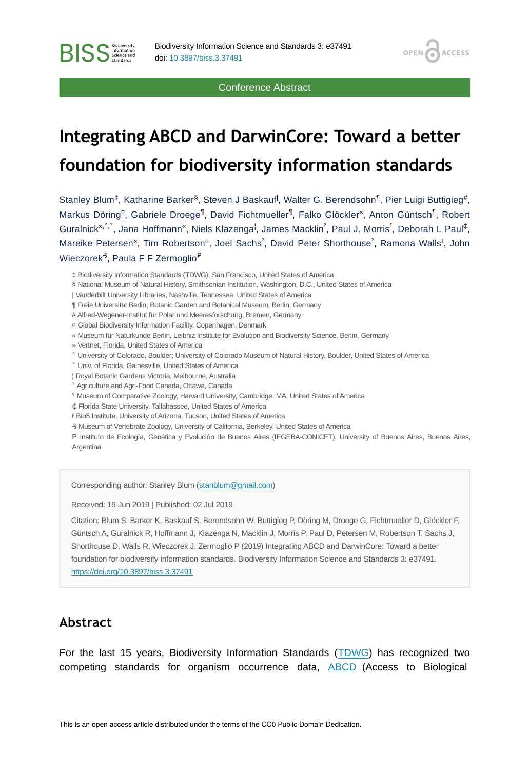Conference Abstract

# Integrating ABCD and DarwinCore: Toward a better foundation for biodiversity information standards

Stanley Blum[‡], Katharine Barker[§], Steven J Baskauf[|], Walter G. Berendsohn[¶], Pier Luigi Buttigieg[#], Markus Döring[¤], Gabriele Droege[¶], David Fichtmueller[¶], Falko Glöckler[«], Anton Güntsch[¶], Robert Guralnick[»,˄,˅], Jana Hoffmann[«], Niels Klazenga[¦], James Macklin[ˀ], Paul J. Morris[ˁ], Deborah L Paul[₵], Mareike Petersen[«], Tim Robertson[¤], Joel Sachs[ˀ], David Peter Shorthouse[ˀ], Ramona Walls[ℓ], John Wieczorek[℈], Paula F F Zermoglio[P]

‡ Biodiversity Information Standards (TDWG), San Francisco, United States of America
§ National Museum of Natural History, Smithsonian Institution, Washington, D.C., United States of America
| Vanderbilt University Libraries, Nashville, Tennessee, United States of America
¶ Freie Universität Berlin, Botanic Garden and Botanical Museum, Berlin, Germany
# Alfred-Wegener-Institut für Polar und Meeresforschung, Bremen, Germany
¤ Global Biodiversity Information Facility, Copenhagen, Denmark
« Museum für Naturkunde Berlin, Leibniz Institute for Evolution and Biodiversity Science, Berlin, Germany
» Vertnet, Florida, United States of America
˄ University of Colorado, Boulder; University of Colorado Museum of Natural History, Boulder, United States of America
˅ Univ. of Florida, Gainesville, United States of America
¦ Royal Botanic Gardens Victoria, Melbourne, Australia
ˀ Agriculture and Agri-Food Canada, Ottawa, Canada
ˁ Museum of Comparative Zoology, Harvard University, Cambridge, MA, United States of America
₵ Florida State University, Tallahassee, United States of America
ℓ Bio5 Institute, University of Arizona, Tucson, United States of America
℈ Museum of Vertebrate Zoology, University of California, Berkeley, United States of America
P Instituto de Ecología, Genética y Evolución de Buenos Aires (IEGEBA-CONICET), University of Buenos Aires, Buenos Aires, Argentina

Corresponding author: Stanley Blum (stanblum@gmail.com)

Received: 19 Jun 2019 | Published: 02 Jul 2019

Citation: Blum S, Barker K, Baskauf S, Berendsohn W, Buttigieg P, Döring M, Droege G, Fichtmueller D, Glöckler F, Güntsch A, Guralnick R, Hoffmann J, Klazenga N, Macklin J, Morris P, Paul D, Petersen M, Robertson T, Sachs J, Shorthouse D, Walls R, Wieczorek J, Zermoglio P (2019) Integrating ABCD and DarwinCore: Toward a better foundation for biodiversity information standards. Biodiversity Information Science and Standards 3: e37491. https://doi.org/10.3897/biss.3.37491

## Abstract

For the last 15 years, Biodiversity Information Standards (TDWG) has recognized two competing standards for organism occurrence data, ABCD (Access to Biological

This is an open access article distributed under the terms of the CC0 Public Domain Dedication.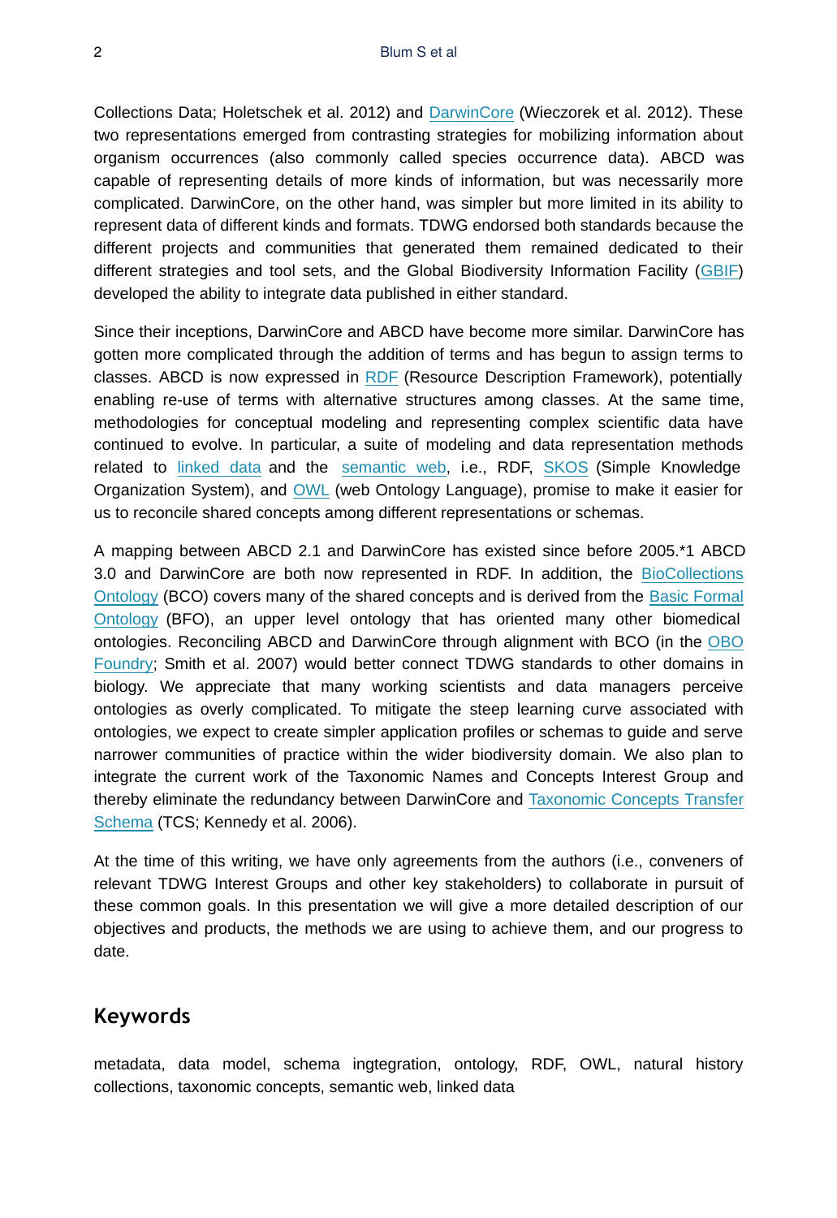Collections Data; Holetschek et al. 2012) and DarwinCore (Wieczorek et al. 2012). These two representations emerged from contrasting strategies for mobilizing information about organism occurrences (also commonly called species occurrence data). ABCD was capable of representing details of more kinds of information, but was necessarily more complicated. DarwinCore, on the other hand, was simpler but more limited in its ability to represent data of different kinds and formats. TDWG endorsed both standards because the different projects and communities that generated them remained dedicated to their different strategies and tool sets, and the Global Biodiversity Information Facility (GBIF) developed the ability to integrate data published in either standard.

Since their inceptions, DarwinCore and ABCD have become more similar. DarwinCore has gotten more complicated through the addition of terms and has begun to assign terms to classes. ABCD is now expressed in RDF (Resource Description Framework), potentially enabling re-use of terms with alternative structures among classes. At the same time, methodologies for conceptual modeling and representing complex scientific data have continued to evolve. In particular, a suite of modeling and data representation methods related to linked data and the semantic web, i.e., RDF, SKOS (Simple Knowledge Organization System), and OWL (web Ontology Language), promise to make it easier for us to reconcile shared concepts among different representations or schemas.

A mapping between ABCD 2.1 and DarwinCore has existed since before 2005.*1 ABCD 3.0 and DarwinCore are both now represented in RDF. In addition, the BioCollections Ontology (BCO) covers many of the shared concepts and is derived from the Basic Formal Ontology (BFO), an upper level ontology that has oriented many other biomedical ontologies. Reconciling ABCD and DarwinCore through alignment with BCO (in the OBO Foundry; Smith et al. 2007) would better connect TDWG standards to other domains in biology. We appreciate that many working scientists and data managers perceive ontologies as overly complicated. To mitigate the steep learning curve associated with ontologies, we expect to create simpler application profiles or schemas to guide and serve narrower communities of practice within the wider biodiversity domain. We also plan to integrate the current work of the Taxonomic Names and Concepts Interest Group and thereby eliminate the redundancy between DarwinCore and Taxonomic Concepts Transfer Schema (TCS; Kennedy et al. 2006).

At the time of this writing, we have only agreements from the authors (i.e., conveners of relevant TDWG Interest Groups and other key stakeholders) to collaborate in pursuit of these common goals. In this presentation we will give a more detailed description of our objectives and products, the methods we are using to achieve them, and our progress to date.

## Keywords

metadata, data model, schema ingtegration, ontology, RDF, OWL, natural history collections, taxonomic concepts, semantic web, linked data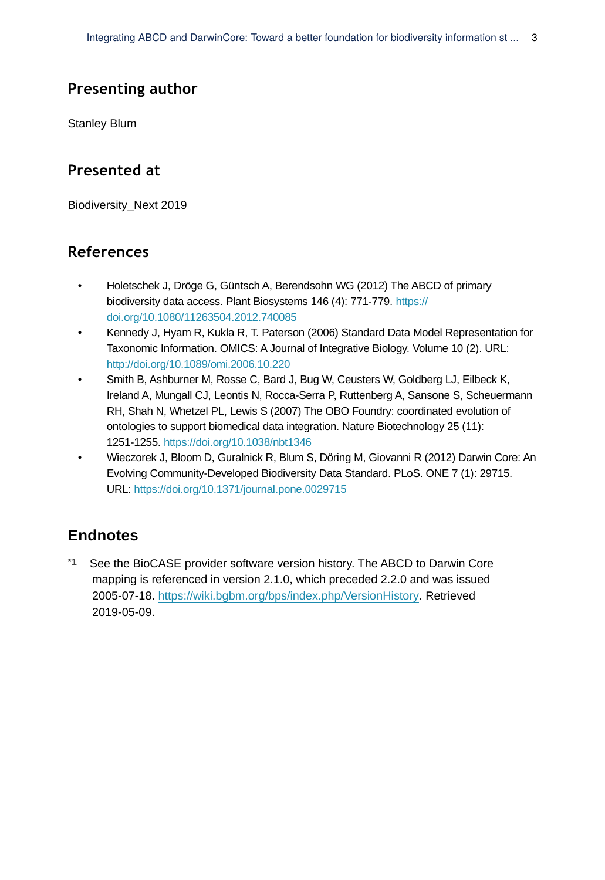## Presenting author

Stanley Blum

## Presented at

Biodiversity_Next 2019

## References

- Holetschek J, Dröge G, Güntsch A, Berendsohn WG (2012) The ABCD of primary biodiversity data access. Plant Biosystems 146 (4): 771‑779. https://doi.org/10.1080/11263504.2012.740085
- Kennedy J, Hyam R, Kukla R, T. Paterson (2006) Standard Data Model Representation for Taxonomic Information. OMICS: A Journal of Integrative Biology. Volume 10 (2). URL: http://doi.org/10.1089/omi.2006.10.220
- Smith B, Ashburner M, Rosse C, Bard J, Bug W, Ceusters W, Goldberg LJ, Eilbeck K, Ireland A, Mungall CJ, Leontis N, Rocca-Serra P, Ruttenberg A, Sansone S, Scheuermann RH, Shah N, Whetzel PL, Lewis S (2007) The OBO Foundry: coordinated evolution of ontologies to support biomedical data integration. Nature Biotechnology 25 (11): 1251‑1255. https://doi.org/10.1038/nbt1346
- Wieczorek J, Bloom D, Guralnick R, Blum S, Döring M, Giovanni R (2012) Darwin Core: An Evolving Community-Developed Biodiversity Data Standard. PLoS. ONE 7 (1): 29715. URL: https://doi.org/10.1371/journal.pone.0029715

## Endnotes

*1 See the BioCASE provider software version history. The ABCD to Darwin Core mapping is referenced in version 2.1.0, which preceded 2.2.0 and was issued 2005-07-18. https://wiki.bgbm.org/bps/index.php/VersionHistory. Retrieved 2019-05-09.